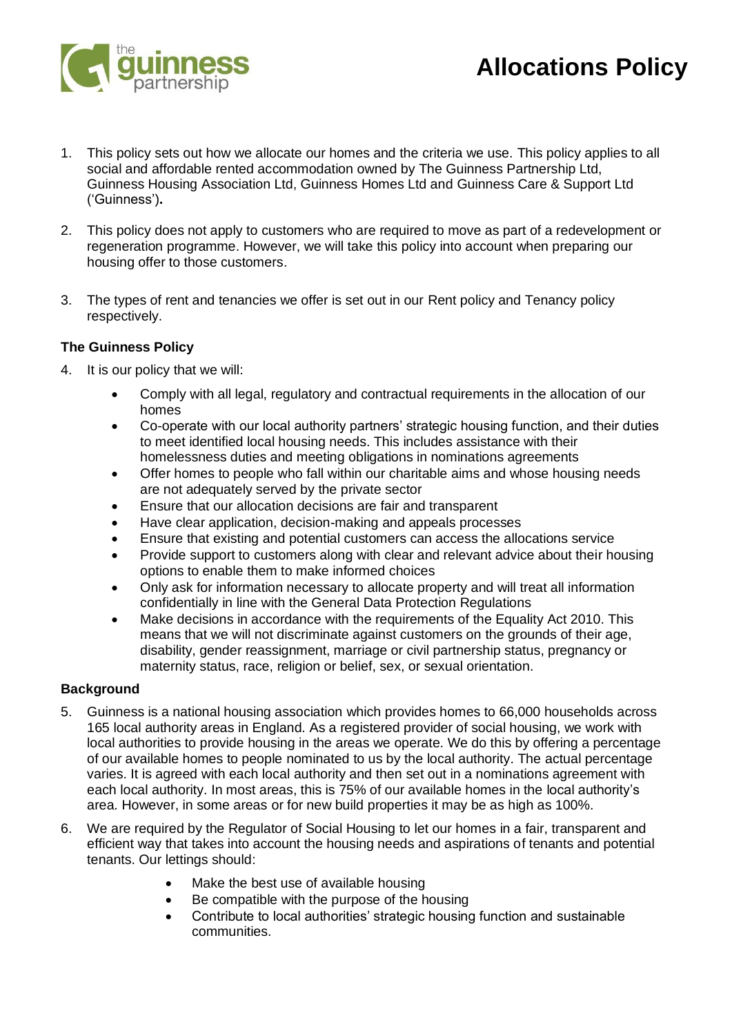# Allocations Policy

1. This policy sets out how we allocate our homes and the criteria we use. This policy applies to all social and affordable rented accommodation owned by The Guinness Partnership Ltd, Guinness Housing Association Ltd, Guinness Homes Ltd and Guinness Care & Support Ltd ('Guinness')**.**

2. This policy does not apply to customers who are required to move as part of a redevelopment or regeneration programme. However, we will take this policy into account when preparing our housing offer to those customers.

3. The types of rent and tenancies we offer is set out in our Rent policy and Tenancy policy respectively.

### The Guinness Policy

4. It is our policy that we will:

   - Comply with all legal, regulatory and contractual requirements in the allocation of our homes
   - Co-operate with our local authority partners' strategic housing function, and their duties to meet identified local housing needs. This includes assistance with their homelessness duties and meeting obligations in nominations agreements
   - Offer homes to people who fall within our charitable aims and whose housing needs are not adequately served by the private sector
   - Ensure that our allocation decisions are fair and transparent
   - Have clear application, decision-making and appeals processes
   - Ensure that existing and potential customers can access the allocations service
   - Provide support to customers along with clear and relevant advice about their housing options to enable them to make informed choices
   - Only ask for information necessary to allocate property and will treat all information confidentially in line with the General Data Protection Regulations
   - Make decisions in accordance with the requirements of the Equality Act 2010. This means that we will not discriminate against customers on the grounds of their age, disability, gender reassignment, marriage or civil partnership status, pregnancy or maternity status, race, religion or belief, sex, or sexual orientation.

### Background

5. Guinness is a national housing association which provides homes to 66,000 households across 165 local authority areas in England. As a registered provider of social housing, we work with local authorities to provide housing in the areas we operate. We do this by offering a percentage of our available homes to people nominated to us by the local authority. The actual percentage varies. It is agreed with each local authority and then set out in a nominations agreement with each local authority. In most areas, this is 75% of our available homes in the local authority's area. However, in some areas or for new build properties it may be as high as 100%.

6. We are required by the Regulator of Social Housing to let our homes in a fair, transparent and efficient way that takes into account the housing needs and aspirations of tenants and potential tenants. Our lettings should:

   - Make the best use of available housing
   - Be compatible with the purpose of the housing
   - Contribute to local authorities' strategic housing function and sustainable communities.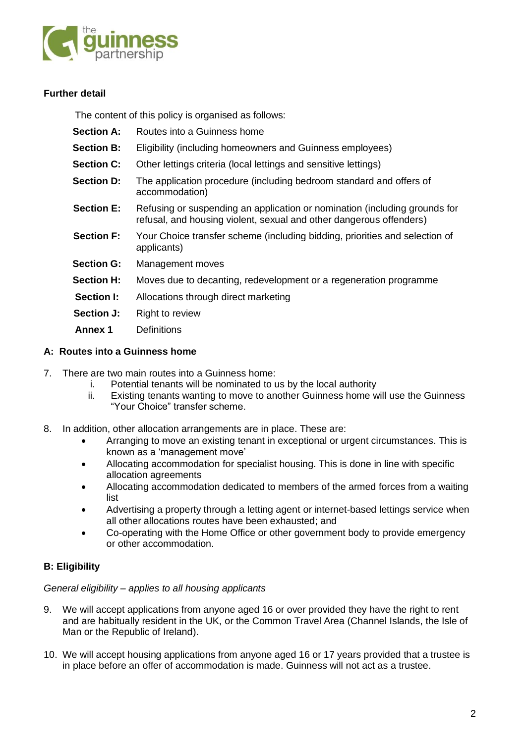**Further detail**

The content of this policy is organised as follows:

| | |
|---|---|
| **Section A:** | Routes into a Guinness home |
| **Section B:** | Eligibility (including homeowners and Guinness employees) |
| **Section C:** | Other lettings criteria (local lettings and sensitive lettings) |
| **Section D:** | The application procedure (including bedroom standard and offers of accommodation) |
| **Section E:** | Refusing or suspending an application or nomination (including grounds for refusal, and housing violent, sexual and other dangerous offenders) |
| **Section F:** | Your Choice transfer scheme (including bidding, priorities and selection of applicants) |
| **Section G:** | Management moves |
| **Section H:** | Moves due to decanting, redevelopment or a regeneration programme |
| **Section I:** | Allocations through direct marketing |
| **Section J:** | Right to review |
| **Annex 1** | Definitions |

**A: Routes into a Guinness home**

7. There are two main routes into a Guinness home:
   i. Potential tenants will be nominated to us by the local authority
   ii. Existing tenants wanting to move to another Guinness home will use the Guinness "Your Choice" transfer scheme.

8. In addition, other allocation arrangements are in place. These are:
   - Arranging to move an existing tenant in exceptional or urgent circumstances. This is known as a 'management move'
   - Allocating accommodation for specialist housing. This is done in line with specific allocation agreements
   - Allocating accommodation dedicated to members of the armed forces from a waiting list
   - Advertising a property through a letting agent or internet-based lettings service when all other allocations routes have been exhausted; and
   - Co-operating with the Home Office or other government body to provide emergency or other accommodation.

**B: Eligibility**

*General eligibility – applies to all housing applicants*

9. We will accept applications from anyone aged 16 or over provided they have the right to rent and are habitually resident in the UK, or the Common Travel Area (Channel Islands, the Isle of Man or the Republic of Ireland).

10. We will accept housing applications from anyone aged 16 or 17 years provided that a trustee is in place before an offer of accommodation is made. Guinness will not act as a trustee.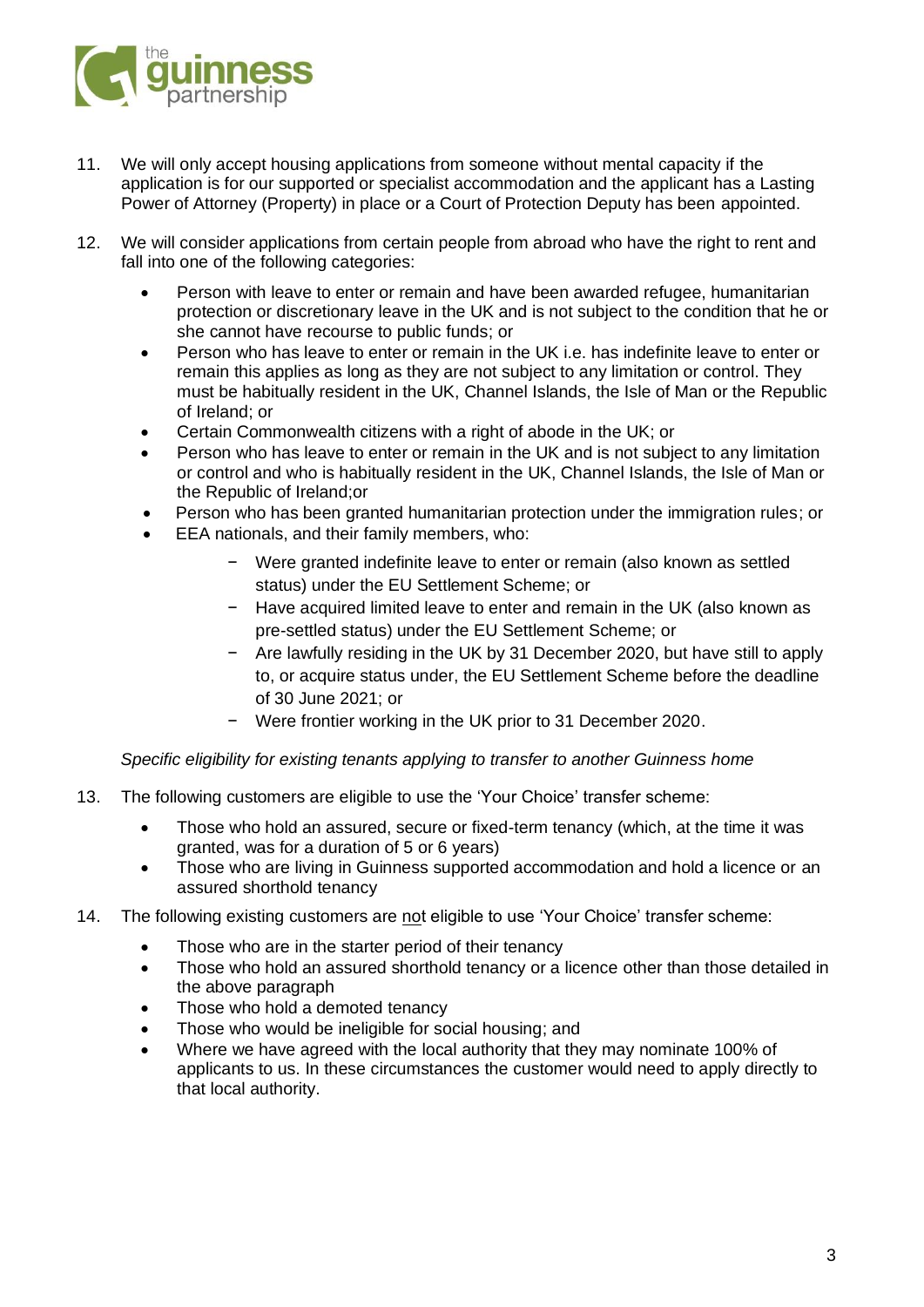11. We will only accept housing applications from someone without mental capacity if the application is for our supported or specialist accommodation and the applicant has a Lasting Power of Attorney (Property) in place or a Court of Protection Deputy has been appointed.

12. We will consider applications from certain people from abroad who have the right to rent and fall into one of the following categories:

    - Person with leave to enter or remain and have been awarded refugee, humanitarian protection or discretionary leave in the UK and is not subject to the condition that he or she cannot have recourse to public funds; or
    - Person who has leave to enter or remain in the UK i.e. has indefinite leave to enter or remain this applies as long as they are not subject to any limitation or control. They must be habitually resident in the UK, Channel Islands, the Isle of Man or the Republic of Ireland; or
    - Certain Commonwealth citizens with a right of abode in the UK; or
    - Person who has leave to enter or remain in the UK and is not subject to any limitation or control and who is habitually resident in the UK, Channel Islands, the Isle of Man or the Republic of Ireland;or
    - Person who has been granted humanitarian protection under the immigration rules; or
    - EEA nationals, and their family members, who:
        - Were granted indefinite leave to enter or remain (also known as settled status) under the EU Settlement Scheme; or
        - Have acquired limited leave to enter and remain in the UK (also known as pre-settled status) under the EU Settlement Scheme; or
        - Are lawfully residing in the UK by 31 December 2020, but have still to apply to, or acquire status under, the EU Settlement Scheme before the deadline of 30 June 2021; or
        - Were frontier working in the UK prior to 31 December 2020.

*Specific eligibility for existing tenants applying to transfer to another Guinness home*

13. The following customers are eligible to use the 'Your Choice' transfer scheme:

    - Those who hold an assured, secure or fixed-term tenancy (which, at the time it was granted, was for a duration of 5 or 6 years)
    - Those who are living in Guinness supported accommodation and hold a licence or an assured shorthold tenancy

14. The following existing customers are not eligible to use 'Your Choice' transfer scheme:

    - Those who are in the starter period of their tenancy
    - Those who hold an assured shorthold tenancy or a licence other than those detailed in the above paragraph
    - Those who hold a demoted tenancy
    - Those who would be ineligible for social housing; and
    - Where we have agreed with the local authority that they may nominate 100% of applicants to us. In these circumstances the customer would need to apply directly to that local authority.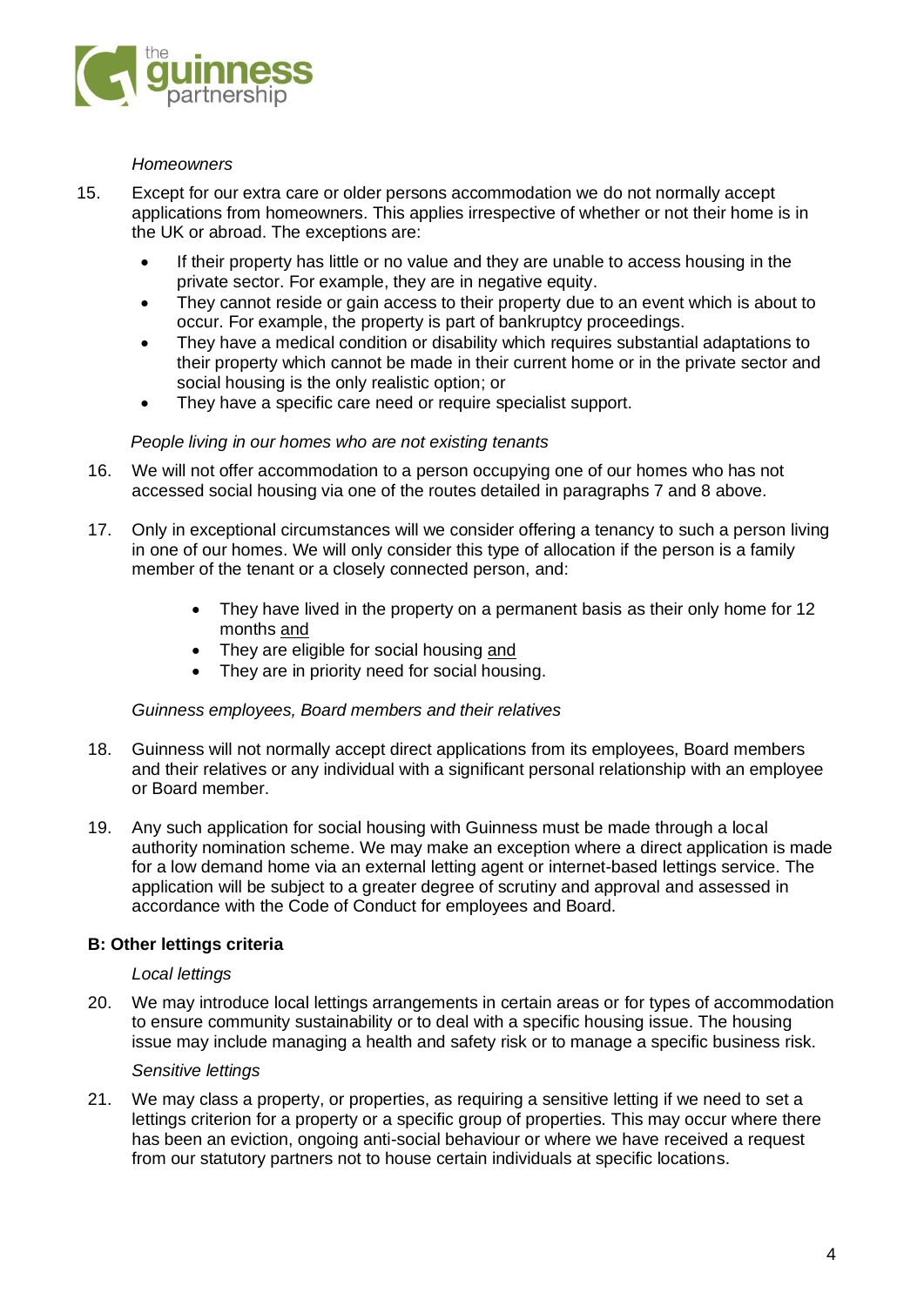*Homeowners*

15. Except for our extra care or older persons accommodation we do not normally accept applications from homeowners. This applies irrespective of whether or not their home is in the UK or abroad. The exceptions are:

    - If their property has little or no value and they are unable to access housing in the private sector. For example, they are in negative equity.
    - They cannot reside or gain access to their property due to an event which is about to occur. For example, the property is part of bankruptcy proceedings.
    - They have a medical condition or disability which requires substantial adaptations to their property which cannot be made in their current home or in the private sector and social housing is the only realistic option; or
    - They have a specific care need or require specialist support.

*People living in our homes who are not existing tenants*

16. We will not offer accommodation to a person occupying one of our homes who has not accessed social housing via one of the routes detailed in paragraphs 7 and 8 above.

17. Only in exceptional circumstances will we consider offering a tenancy to such a person living in one of our homes. We will only consider this type of allocation if the person is a family member of the tenant or a closely connected person, and:

    - They have lived in the property on a permanent basis as their only home for 12 months <u>and</u>
    - They are eligible for social housing <u>and</u>
    - They are in priority need for social housing.

*Guinness employees, Board members and their relatives*

18. Guinness will not normally accept direct applications from its employees, Board members and their relatives or any individual with a significant personal relationship with an employee or Board member.

19. Any such application for social housing with Guinness must be made through a local authority nomination scheme. We may make an exception where a direct application is made for a low demand home via an external letting agent or internet-based lettings service. The application will be subject to a greater degree of scrutiny and approval and assessed in accordance with the Code of Conduct for employees and Board.

**B: Other lettings criteria**

*Local lettings*

20. We may introduce local lettings arrangements in certain areas or for types of accommodation to ensure community sustainability or to deal with a specific housing issue. The housing issue may include managing a health and safety risk or to manage a specific business risk.

*Sensitive lettings*

21. We may class a property, or properties, as requiring a sensitive letting if we need to set a lettings criterion for a property or a specific group of properties. This may occur where there has been an eviction, ongoing anti-social behaviour or where we have received a request from our statutory partners not to house certain individuals at specific locations.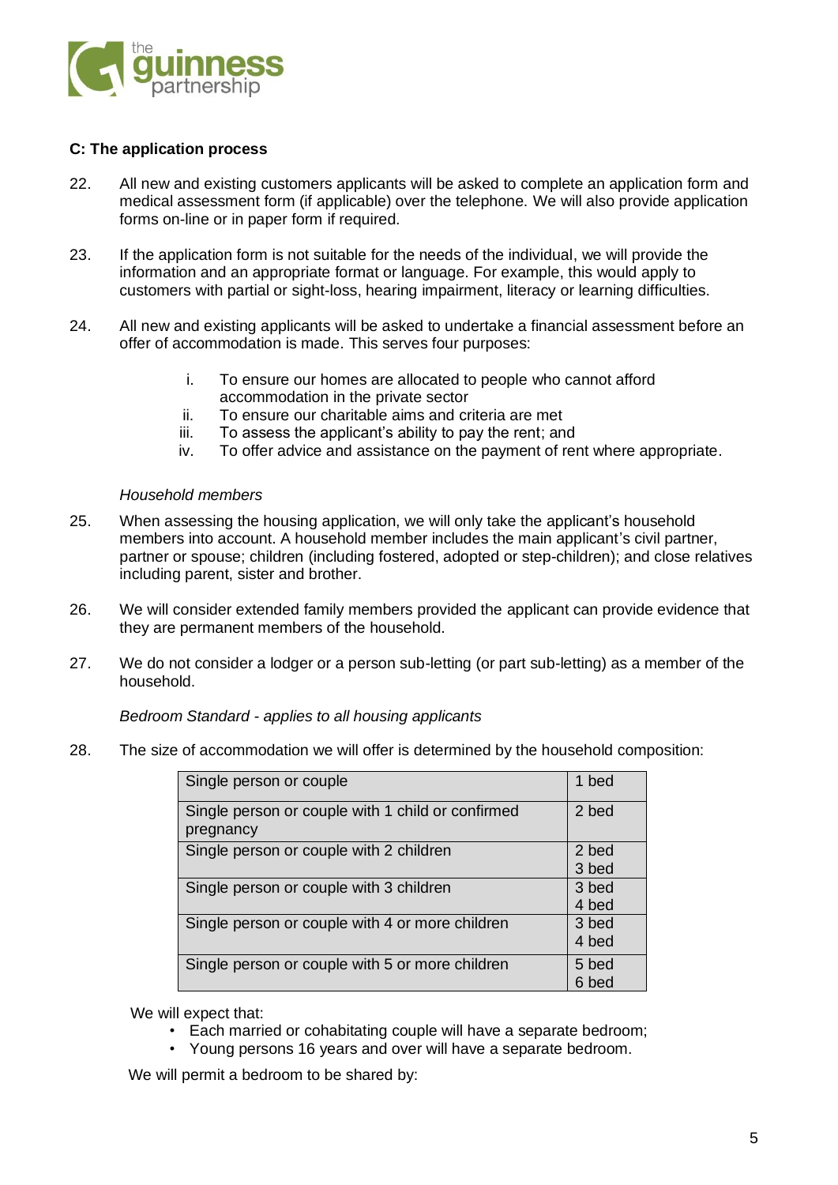### C: The application process

22. All new and existing customers applicants will be asked to complete an application form and medical assessment form (if applicable) over the telephone. We will also provide application forms on-line or in paper form if required.

23. If the application form is not suitable for the needs of the individual, we will provide the information and an appropriate format or language. For example, this would apply to customers with partial or sight-loss, hearing impairment, literacy or learning difficulties.

24. All new and existing applicants will be asked to undertake a financial assessment before an offer of accommodation is made. This serves four purposes:

    i. To ensure our homes are allocated to people who cannot afford accommodation in the private sector
    ii. To ensure our charitable aims and criteria are met
    iii. To assess the applicant's ability to pay the rent; and
    iv. To offer advice and assistance on the payment of rent where appropriate.

*Household members*

25. When assessing the housing application, we will only take the applicant's household members into account. A household member includes the main applicant's civil partner, partner or spouse; children (including fostered, adopted or step-children); and close relatives including parent, sister and brother.

26. We will consider extended family members provided the applicant can provide evidence that they are permanent members of the household.

27. We do not consider a lodger or a person sub-letting (or part sub-letting) as a member of the household.

*Bedroom Standard - applies to all housing applicants*

28. The size of accommodation we will offer is determined by the household composition:

| | |
|---|---|
| Single person or couple | 1 bed |
| Single person or couple with 1 child or confirmed pregnancy | 2 bed |
| Single person or couple with 2 children | 2 bed<br>3 bed |
| Single person or couple with 3 children | 3 bed<br>4 bed |
| Single person or couple with 4 or more children | 3 bed<br>4 bed |
| Single person or couple with 5 or more children | 5 bed<br>6 bed |

We will expect that:

- Each married or cohabitating couple will have a separate bedroom;
- Young persons 16 years and over will have a separate bedroom.

We will permit a bedroom to be shared by: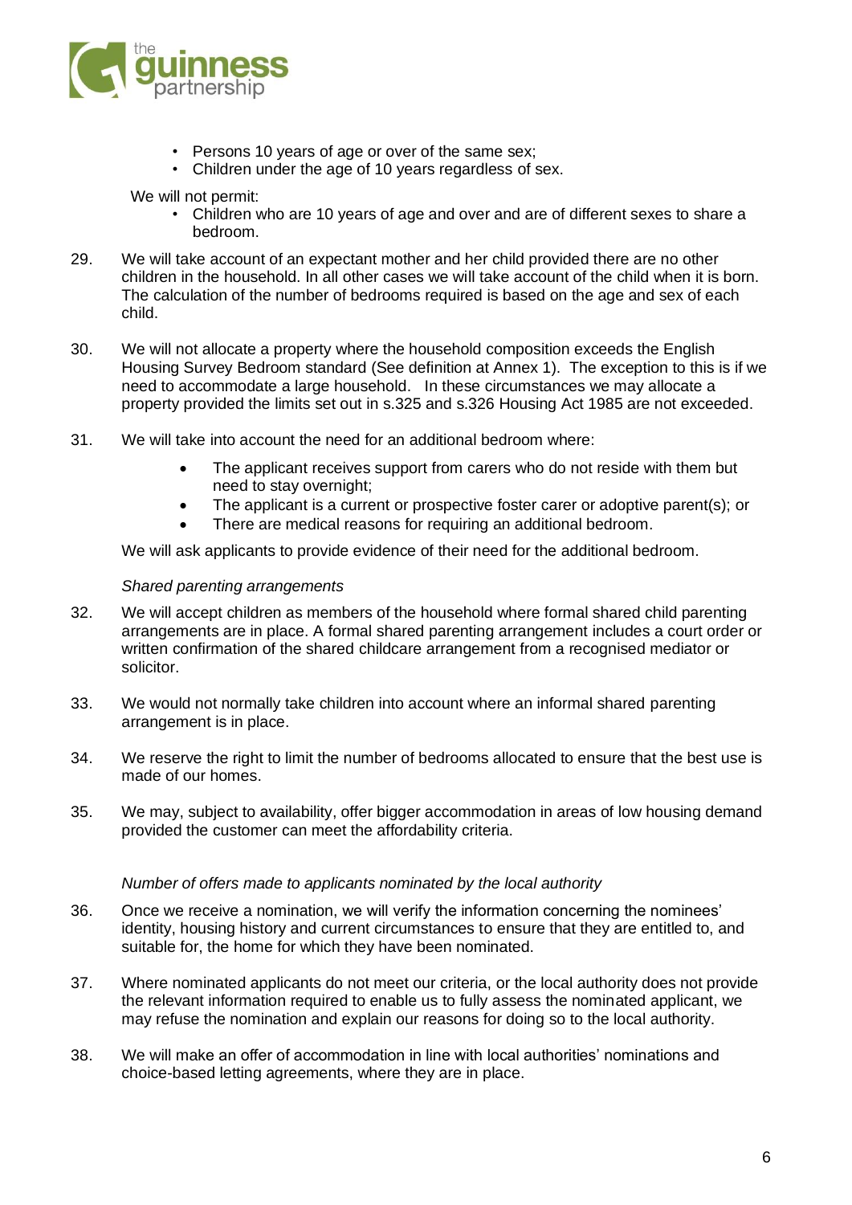- Persons 10 years of age or over of the same sex;
- Children under the age of 10 years regardless of sex.

We will not permit:

- Children who are 10 years of age and over and are of different sexes to share a bedroom.

29. We will take account of an expectant mother and her child provided there are no other children in the household. In all other cases we will take account of the child when it is born. The calculation of the number of bedrooms required is based on the age and sex of each child.

30. We will not allocate a property where the household composition exceeds the English Housing Survey Bedroom standard (See definition at Annex 1). The exception to this is if we need to accommodate a large household. In these circumstances we may allocate a property provided the limits set out in s.325 and s.326 Housing Act 1985 are not exceeded.

31. We will take into account the need for an additional bedroom where:

    - The applicant receives support from carers who do not reside with them but need to stay overnight;
    - The applicant is a current or prospective foster carer or adoptive parent(s); or
    - There are medical reasons for requiring an additional bedroom.

    We will ask applicants to provide evidence of their need for the additional bedroom.

*Shared parenting arrangements*

32. We will accept children as members of the household where formal shared child parenting arrangements are in place. A formal shared parenting arrangement includes a court order or written confirmation of the shared childcare arrangement from a recognised mediator or solicitor.

33. We would not normally take children into account where an informal shared parenting arrangement is in place.

34. We reserve the right to limit the number of bedrooms allocated to ensure that the best use is made of our homes.

35. We may, subject to availability, offer bigger accommodation in areas of low housing demand provided the customer can meet the affordability criteria.

*Number of offers made to applicants nominated by the local authority*

36. Once we receive a nomination, we will verify the information concerning the nominees' identity, housing history and current circumstances to ensure that they are entitled to, and suitable for, the home for which they have been nominated.

37. Where nominated applicants do not meet our criteria, or the local authority does not provide the relevant information required to enable us to fully assess the nominated applicant, we may refuse the nomination and explain our reasons for doing so to the local authority.

38. We will make an offer of accommodation in line with local authorities' nominations and choice-based letting agreements, where they are in place.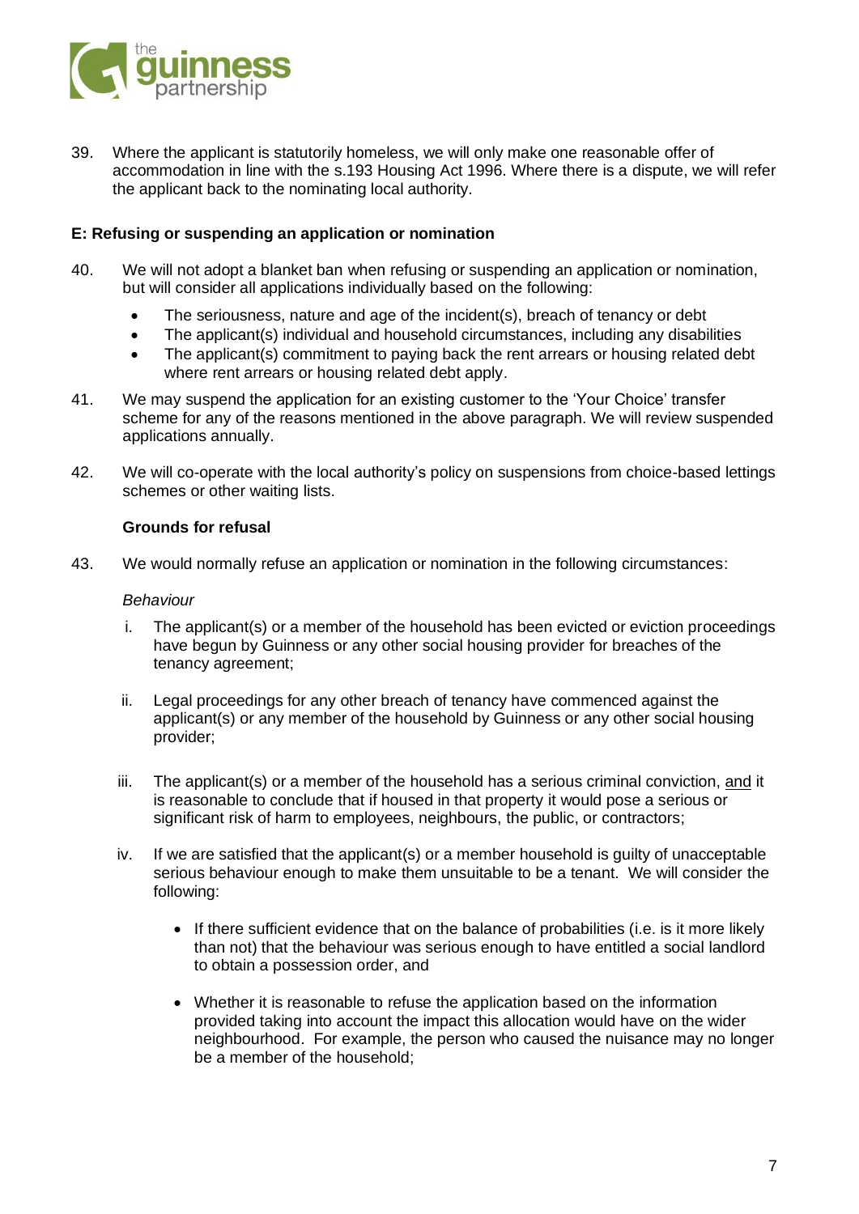39. Where the applicant is statutorily homeless, we will only make one reasonable offer of accommodation in line with the s.193 Housing Act 1996. Where there is a dispute, we will refer the applicant back to the nominating local authority.

**E: Refusing or suspending an application or nomination**

40. We will not adopt a blanket ban when refusing or suspending an application or nomination, but will consider all applications individually based on the following:

    - The seriousness, nature and age of the incident(s), breach of tenancy or debt
    - The applicant(s) individual and household circumstances, including any disabilities
    - The applicant(s) commitment to paying back the rent arrears or housing related debt where rent arrears or housing related debt apply.

41. We may suspend the application for an existing customer to the 'Your Choice' transfer scheme for any of the reasons mentioned in the above paragraph. We will review suspended applications annually.

42. We will co-operate with the local authority's policy on suspensions from choice-based lettings schemes or other waiting lists.

**Grounds for refusal**

43. We would normally refuse an application or nomination in the following circumstances:

    *Behaviour*

    i. The applicant(s) or a member of the household has been evicted or eviction proceedings have begun by Guinness or any other social housing provider for breaches of the tenancy agreement;

    ii. Legal proceedings for any other breach of tenancy have commenced against the applicant(s) or any member of the household by Guinness or any other social housing provider;

    iii. The applicant(s) or a member of the household has a serious criminal conviction, <u>and</u> it is reasonable to conclude that if housed in that property it would pose a serious or significant risk of harm to employees, neighbours, the public, or contractors;

    iv. If we are satisfied that the applicant(s) or a member household is guilty of unacceptable serious behaviour enough to make them unsuitable to be a tenant. We will consider the following:

        - If there sufficient evidence that on the balance of probabilities (i.e. is it more likely than not) that the behaviour was serious enough to have entitled a social landlord to obtain a possession order, and

        - Whether it is reasonable to refuse the application based on the information provided taking into account the impact this allocation would have on the wider neighbourhood. For example, the person who caused the nuisance may no longer be a member of the household;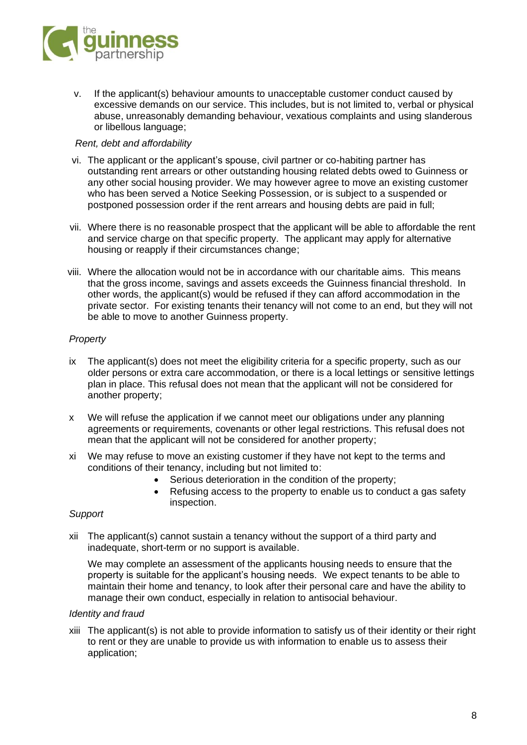v. If the applicant(s) behaviour amounts to unacceptable customer conduct caused by excessive demands on our service. This includes, but is not limited to, verbal or physical abuse, unreasonably demanding behaviour, vexatious complaints and using slanderous or libellous language;

*Rent, debt and affordability*

vi. The applicant or the applicant's spouse, civil partner or co-habiting partner has outstanding rent arrears or other outstanding housing related debts owed to Guinness or any other social housing provider. We may however agree to move an existing customer who has been served a Notice Seeking Possession, or is subject to a suspended or postponed possession order if the rent arrears and housing debts are paid in full;

vii. Where there is no reasonable prospect that the applicant will be able to affordable the rent and service charge on that specific property. The applicant may apply for alternative housing or reapply if their circumstances change;

viii. Where the allocation would not be in accordance with our charitable aims. This means that the gross income, savings and assets exceeds the Guinness financial threshold. In other words, the applicant(s) would be refused if they can afford accommodation in the private sector. For existing tenants their tenancy will not come to an end, but they will not be able to move to another Guinness property.

*Property*

ix The applicant(s) does not meet the eligibility criteria for a specific property, such as our older persons or extra care accommodation, or there is a local lettings or sensitive lettings plan in place. This refusal does not mean that the applicant will not be considered for another property;

x We will refuse the application if we cannot meet our obligations under any planning agreements or requirements, covenants or other legal restrictions. This refusal does not mean that the applicant will not be considered for another property;

xi We may refuse to move an existing customer if they have not kept to the terms and conditions of their tenancy, including but not limited to:

- Serious deterioration in the condition of the property;
- Refusing access to the property to enable us to conduct a gas safety inspection.

*Support*

xii The applicant(s) cannot sustain a tenancy without the support of a third party and inadequate, short-term or no support is available.

We may complete an assessment of the applicants housing needs to ensure that the property is suitable for the applicant's housing needs. We expect tenants to be able to maintain their home and tenancy, to look after their personal care and have the ability to manage their own conduct, especially in relation to antisocial behaviour.

*Identity and fraud*

xiii The applicant(s) is not able to provide information to satisfy us of their identity or their right to rent or they are unable to provide us with information to enable us to assess their application;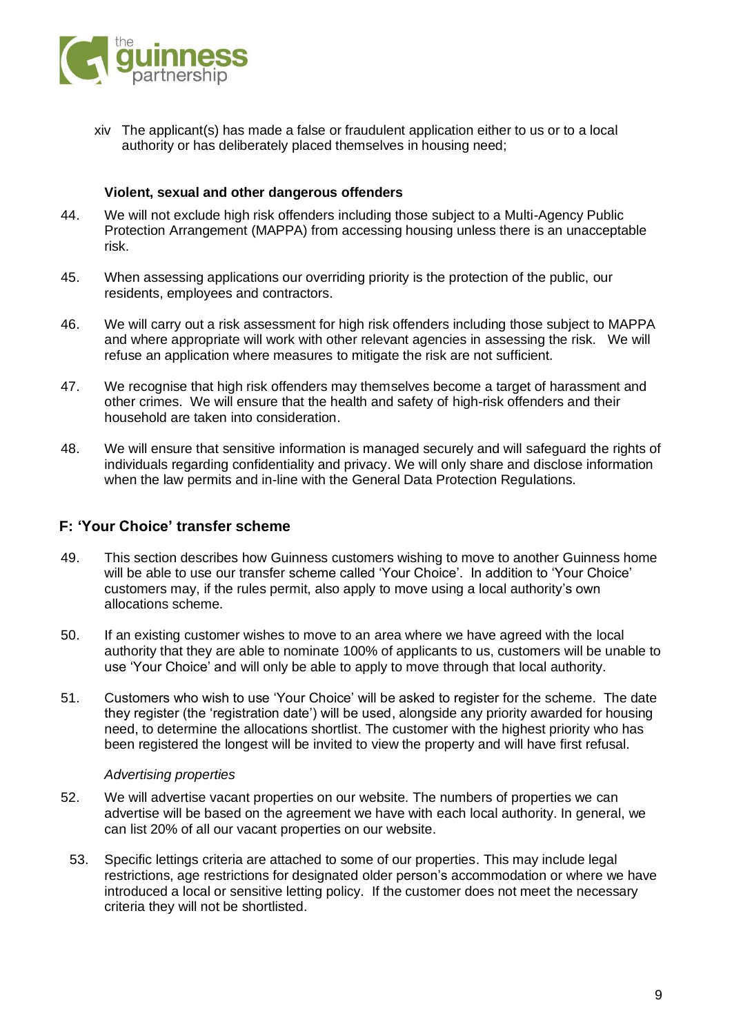xiv The applicant(s) has made a false or fraudulent application either to us or to a local authority or has deliberately placed themselves in housing need;

**Violent, sexual and other dangerous offenders**

44. We will not exclude high risk offenders including those subject to a Multi-Agency Public Protection Arrangement (MAPPA) from accessing housing unless there is an unacceptable risk.

45. When assessing applications our overriding priority is the protection of the public, our residents, employees and contractors.

46. We will carry out a risk assessment for high risk offenders including those subject to MAPPA and where appropriate will work with other relevant agencies in assessing the risk. We will refuse an application where measures to mitigate the risk are not sufficient.

47. We recognise that high risk offenders may themselves become a target of harassment and other crimes. We will ensure that the health and safety of high-risk offenders and their household are taken into consideration.

48. We will ensure that sensitive information is managed securely and will safeguard the rights of individuals regarding confidentiality and privacy. We will only share and disclose information when the law permits and in-line with the General Data Protection Regulations.

## F: 'Your Choice' transfer scheme

49. This section describes how Guinness customers wishing to move to another Guinness home will be able to use our transfer scheme called 'Your Choice'. In addition to 'Your Choice' customers may, if the rules permit, also apply to move using a local authority's own allocations scheme.

50. If an existing customer wishes to move to an area where we have agreed with the local authority that they are able to nominate 100% of applicants to us, customers will be unable to use 'Your Choice' and will only be able to apply to move through that local authority.

51. Customers who wish to use 'Your Choice' will be asked to register for the scheme. The date they register (the 'registration date') will be used, alongside any priority awarded for housing need, to determine the allocations shortlist. The customer with the highest priority who has been registered the longest will be invited to view the property and will have first refusal.

*Advertising properties*

52. We will advertise vacant properties on our website. The numbers of properties we can advertise will be based on the agreement we have with each local authority. In general, we can list 20% of all our vacant properties on our website.

53. Specific lettings criteria are attached to some of our properties. This may include legal restrictions, age restrictions for designated older person's accommodation or where we have introduced a local or sensitive letting policy. If the customer does not meet the necessary criteria they will not be shortlisted.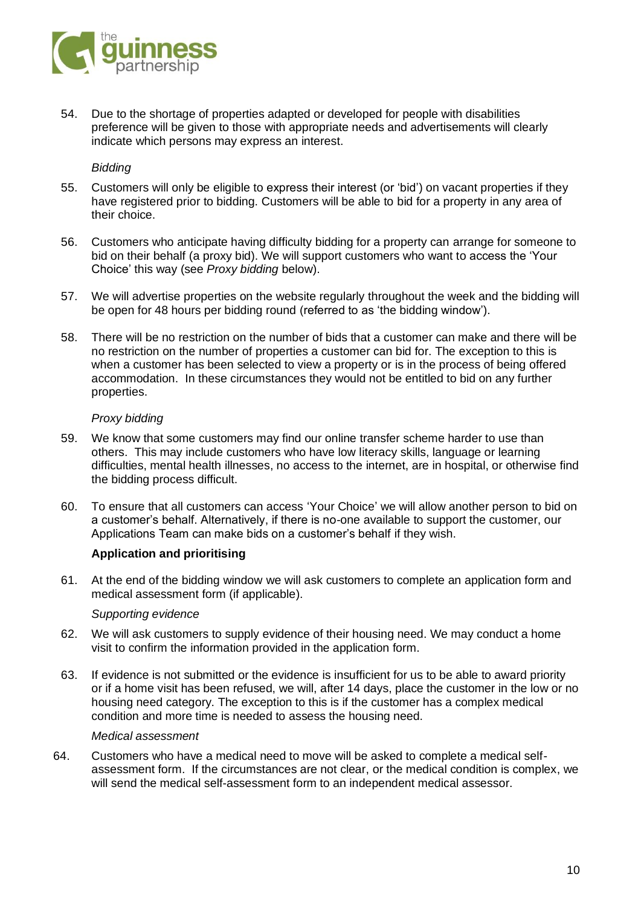54. Due to the shortage of properties adapted or developed for people with disabilities preference will be given to those with appropriate needs and advertisements will clearly indicate which persons may express an interest.

*Bidding*

55. Customers will only be eligible to express their interest (or 'bid') on vacant properties if they have registered prior to bidding. Customers will be able to bid for a property in any area of their choice.

56. Customers who anticipate having difficulty bidding for a property can arrange for someone to bid on their behalf (a proxy bid). We will support customers who want to access the 'Your Choice' this way (see *Proxy bidding* below).

57. We will advertise properties on the website regularly throughout the week and the bidding will be open for 48 hours per bidding round (referred to as 'the bidding window').

58. There will be no restriction on the number of bids that a customer can make and there will be no restriction on the number of properties a customer can bid for. The exception to this is when a customer has been selected to view a property or is in the process of being offered accommodation. In these circumstances they would not be entitled to bid on any further properties.

*Proxy bidding*

59. We know that some customers may find our online transfer scheme harder to use than others. This may include customers who have low literacy skills, language or learning difficulties, mental health illnesses, no access to the internet, are in hospital, or otherwise find the bidding process difficult.

60. To ensure that all customers can access 'Your Choice' we will allow another person to bid on a customer's behalf. Alternatively, if there is no-one available to support the customer, our Applications Team can make bids on a customer's behalf if they wish.

**Application and prioritising**

61. At the end of the bidding window we will ask customers to complete an application form and medical assessment form (if applicable).

*Supporting evidence*

62. We will ask customers to supply evidence of their housing need. We may conduct a home visit to confirm the information provided in the application form.

63. If evidence is not submitted or the evidence is insufficient for us to be able to award priority or if a home visit has been refused, we will, after 14 days, place the customer in the low or no housing need category. The exception to this is if the customer has a complex medical condition and more time is needed to assess the housing need.

*Medical assessment*

64. Customers who have a medical need to move will be asked to complete a medical self-assessment form. If the circumstances are not clear, or the medical condition is complex, we will send the medical self-assessment form to an independent medical assessor.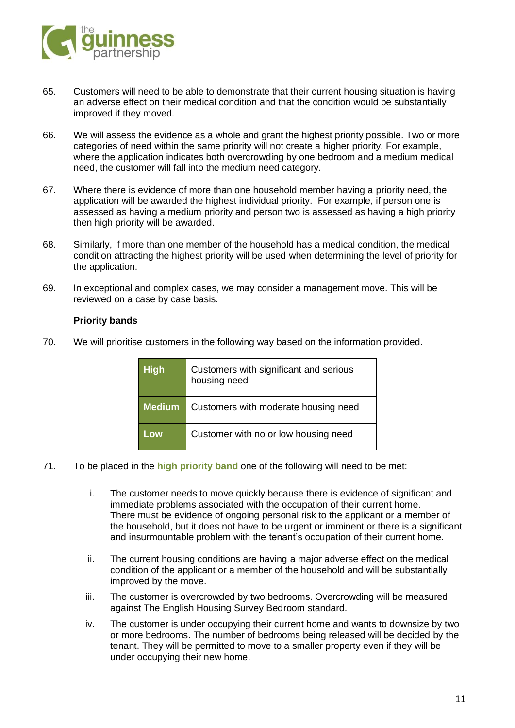65. Customers will need to be able to demonstrate that their current housing situation is having an adverse effect on their medical condition and that the condition would be substantially improved if they moved.

66. We will assess the evidence as a whole and grant the highest priority possible. Two or more categories of need within the same priority will not create a higher priority. For example, where the application indicates both overcrowding by one bedroom and a medium medical need, the customer will fall into the medium need category.

67. Where there is evidence of more than one household member having a priority need, the application will be awarded the highest individual priority. For example, if person one is assessed as having a medium priority and person two is assessed as having a high priority then high priority will be awarded.

68. Similarly, if more than one member of the household has a medical condition, the medical condition attracting the highest priority will be used when determining the level of priority for the application.

69. In exceptional and complex cases, we may consider a management move. This will be reviewed on a case by case basis.

**Priority bands**

70. We will prioritise customers in the following way based on the information provided.

| | |
|---|---|
| **High** | Customers with significant and serious housing need |
| **Medium** | Customers with moderate housing need |
| **Low** | Customer with no or low housing need |

71. To be placed in the **high priority band** one of the following will need to be met:

    i. The customer needs to move quickly because there is evidence of significant and immediate problems associated with the occupation of their current home. There must be evidence of ongoing personal risk to the applicant or a member of the household, but it does not have to be urgent or imminent or there is a significant and insurmountable problem with the tenant's occupation of their current home.

    ii. The current housing conditions are having a major adverse effect on the medical condition of the applicant or a member of the household and will be substantially improved by the move.

    iii. The customer is overcrowded by two bedrooms. Overcrowding will be measured against The English Housing Survey Bedroom standard.

    iv. The customer is under occupying their current home and wants to downsize by two or more bedrooms. The number of bedrooms being released will be decided by the tenant. They will be permitted to move to a smaller property even if they will be under occupying their new home.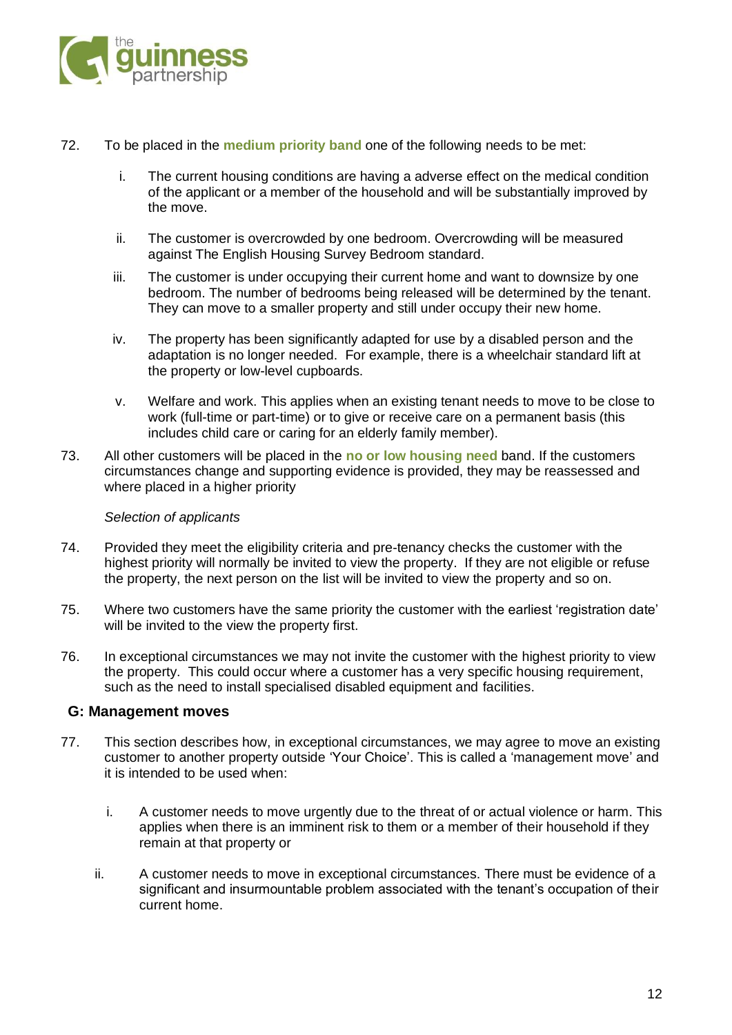72. To be placed in the **medium priority band** one of the following needs to be met:

    i. The current housing conditions are having a adverse effect on the medical condition of the applicant or a member of the household and will be substantially improved by the move.

    ii. The customer is overcrowded by one bedroom. Overcrowding will be measured against The English Housing Survey Bedroom standard.

    iii. The customer is under occupying their current home and want to downsize by one bedroom. The number of bedrooms being released will be determined by the tenant. They can move to a smaller property and still under occupy their new home.

    iv. The property has been significantly adapted for use by a disabled person and the adaptation is no longer needed. For example, there is a wheelchair standard lift at the property or low-level cupboards.

    v. Welfare and work. This applies when an existing tenant needs to move to be close to work (full-time or part-time) or to give or receive care on a permanent basis (this includes child care or caring for an elderly family member).

73. All other customers will be placed in the **no or low housing need** band. If the customers circumstances change and supporting evidence is provided, they may be reassessed and where placed in a higher priority

*Selection of applicants*

74. Provided they meet the eligibility criteria and pre-tenancy checks the customer with the highest priority will normally be invited to view the property. If they are not eligible or refuse the property, the next person on the list will be invited to view the property and so on.

75. Where two customers have the same priority the customer with the earliest 'registration date' will be invited to the view the property first.

76. In exceptional circumstances we may not invite the customer with the highest priority to view the property. This could occur where a customer has a very specific housing requirement, such as the need to install specialised disabled equipment and facilities.

## G: Management moves

77. This section describes how, in exceptional circumstances, we may agree to move an existing customer to another property outside 'Your Choice'. This is called a 'management move' and it is intended to be used when:

    i. A customer needs to move urgently due to the threat of or actual violence or harm. This applies when there is an imminent risk to them or a member of their household if they remain at that property or

    ii. A customer needs to move in exceptional circumstances. There must be evidence of a significant and insurmountable problem associated with the tenant's occupation of their current home.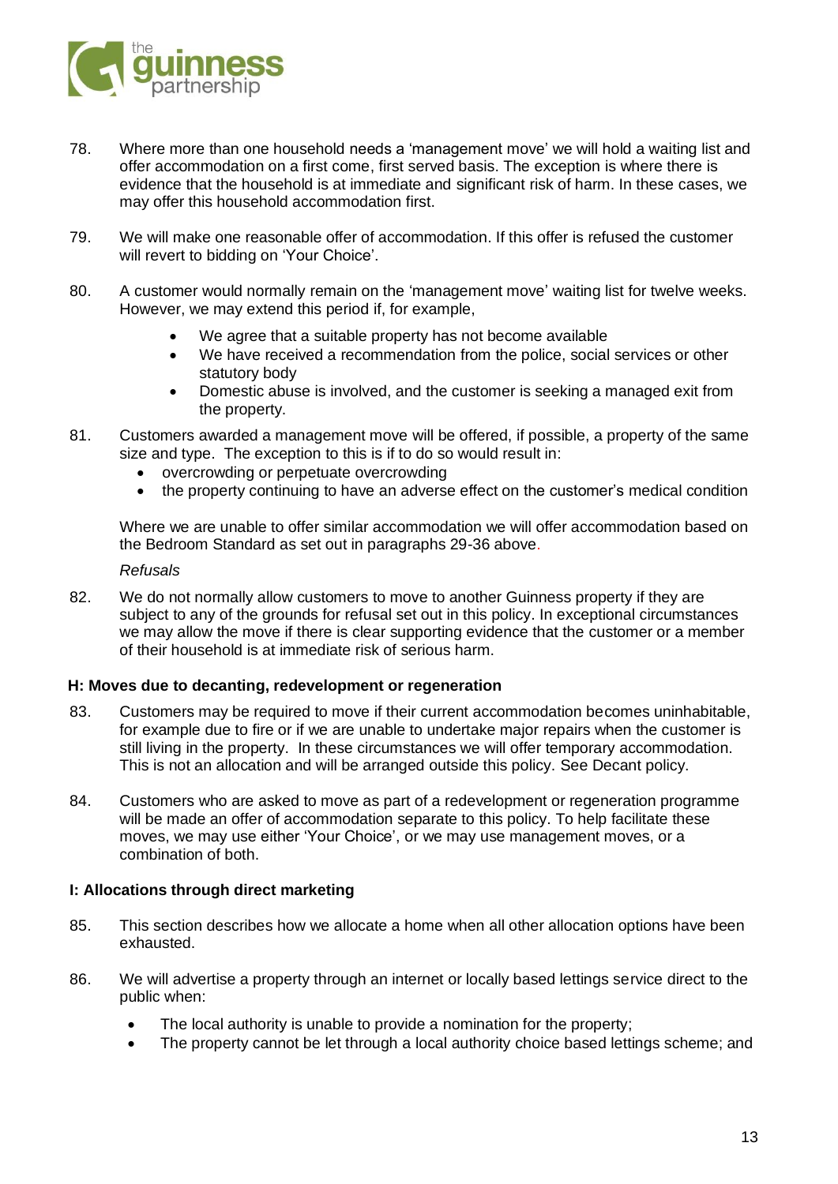78. Where more than one household needs a 'management move' we will hold a waiting list and offer accommodation on a first come, first served basis. The exception is where there is evidence that the household is at immediate and significant risk of harm. In these cases, we may offer this household accommodation first.

79. We will make one reasonable offer of accommodation. If this offer is refused the customer will revert to bidding on 'Your Choice'.

80. A customer would normally remain on the 'management move' waiting list for twelve weeks. However, we may extend this period if, for example,

    - We agree that a suitable property has not become available
    - We have received a recommendation from the police, social services or other statutory body
    - Domestic abuse is involved, and the customer is seeking a managed exit from the property.

81. Customers awarded a management move will be offered, if possible, a property of the same size and type. The exception to this is if to do so would result in:

    - overcrowding or perpetuate overcrowding
    - the property continuing to have an adverse effect on the customer's medical condition

    Where we are unable to offer similar accommodation we will offer accommodation based on the Bedroom Standard as set out in paragraphs 29-36 above.

*Refusals*

82. We do not normally allow customers to move to another Guinness property if they are subject to any of the grounds for refusal set out in this policy. In exceptional circumstances we may allow the move if there is clear supporting evidence that the customer or a member of their household is at immediate risk of serious harm.

### H: Moves due to decanting, redevelopment or regeneration

83. Customers may be required to move if their current accommodation becomes uninhabitable, for example due to fire or if we are unable to undertake major repairs when the customer is still living in the property. In these circumstances we will offer temporary accommodation. This is not an allocation and will be arranged outside this policy. See Decant policy.

84. Customers who are asked to move as part of a redevelopment or regeneration programme will be made an offer of accommodation separate to this policy. To help facilitate these moves, we may use either 'Your Choice', or we may use management moves, or a combination of both.

### I: Allocations through direct marketing

85. This section describes how we allocate a home when all other allocation options have been exhausted.

86. We will advertise a property through an internet or locally based lettings service direct to the public when:

    - The local authority is unable to provide a nomination for the property;
    - The property cannot be let through a local authority choice based lettings scheme; and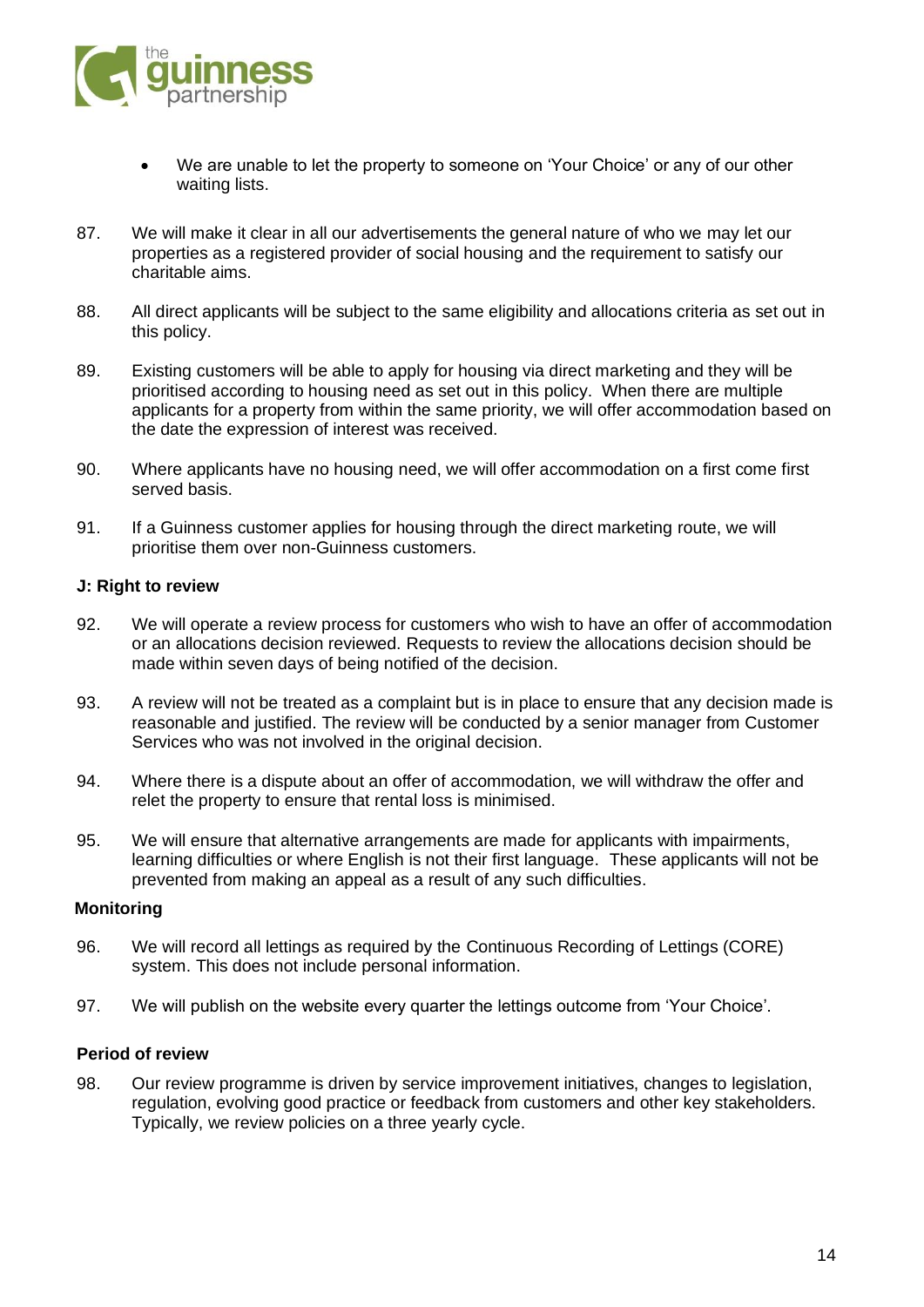- We are unable to let the property to someone on 'Your Choice' or any of our other waiting lists.

87. We will make it clear in all our advertisements the general nature of who we may let our properties as a registered provider of social housing and the requirement to satisfy our charitable aims.

88. All direct applicants will be subject to the same eligibility and allocations criteria as set out in this policy.

89. Existing customers will be able to apply for housing via direct marketing and they will be prioritised according to housing need as set out in this policy. When there are multiple applicants for a property from within the same priority, we will offer accommodation based on the date the expression of interest was received.

90. Where applicants have no housing need, we will offer accommodation on a first come first served basis.

91. If a Guinness customer applies for housing through the direct marketing route, we will prioritise them over non-Guinness customers.

### J: Right to review

92. We will operate a review process for customers who wish to have an offer of accommodation or an allocations decision reviewed. Requests to review the allocations decision should be made within seven days of being notified of the decision.

93. A review will not be treated as a complaint but is in place to ensure that any decision made is reasonable and justified. The review will be conducted by a senior manager from Customer Services who was not involved in the original decision.

94. Where there is a dispute about an offer of accommodation, we will withdraw the offer and relet the property to ensure that rental loss is minimised.

95. We will ensure that alternative arrangements are made for applicants with impairments, learning difficulties or where English is not their first language. These applicants will not be prevented from making an appeal as a result of any such difficulties.

### Monitoring

96. We will record all lettings as required by the Continuous Recording of Lettings (CORE) system. This does not include personal information.

97. We will publish on the website every quarter the lettings outcome from 'Your Choice'.

### Period of review

98. Our review programme is driven by service improvement initiatives, changes to legislation, regulation, evolving good practice or feedback from customers and other key stakeholders. Typically, we review policies on a three yearly cycle.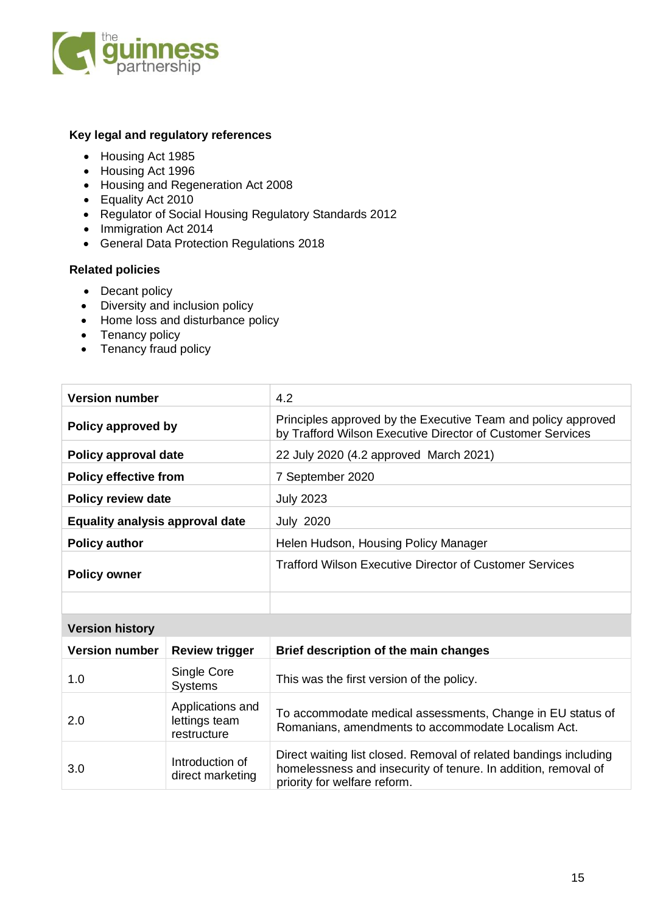**Key legal and regulatory references**

- Housing Act 1985
- Housing Act 1996
- Housing and Regeneration Act 2008
- Equality Act 2010
- Regulator of Social Housing Regulatory Standards 2012
- Immigration Act 2014
- General Data Protection Regulations 2018

**Related policies**

- Decant policy
- Diversity and inclusion policy
- Home loss and disturbance policy
- Tenancy policy
- Tenancy fraud policy

| | |
|---|---|
| **Version number** | 4.2 |
| **Policy approved by** | Principles approved by the Executive Team and policy approved by Trafford Wilson Executive Director of Customer Services |
| **Policy approval date** | 22 July 2020 (4.2 approved March 2021) |
| **Policy effective from** | 7 September 2020 |
| **Policy review date** | July 2023 |
| **Equality analysis approval date** | July 2020 |
| **Policy author** | Helen Hudson, Housing Policy Manager |
| **Policy owner** | Trafford Wilson Executive Director of Customer Services |
| | |

| **Version history** | | |
|---|---|---|
| **Version number** | **Review trigger** | **Brief description of the main changes** |
| 1.0 | Single Core Systems | This was the first version of the policy. |
| 2.0 | Applications and lettings team restructure | To accommodate medical assessments, Change in EU status of Romanians, amendments to accommodate Localism Act. |
| 3.0 | Introduction of direct marketing | Direct waiting list closed. Removal of related bandings including homelessness and insecurity of tenure. In addition, removal of priority for welfare reform. |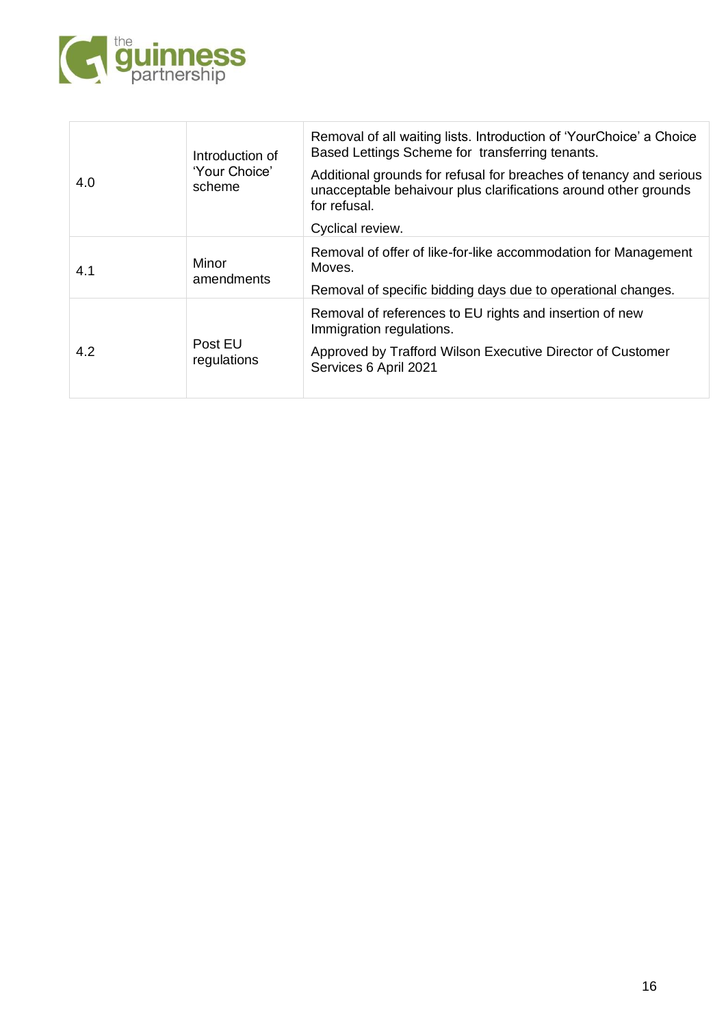| | | |
|---|---|---|
| 4.0 | Introduction of 'Your Choice' scheme | Removal of all waiting lists. Introduction of 'YourChoice' a Choice Based Lettings Scheme for transferring tenants.<br><br>Additional grounds for refusal for breaches of tenancy and serious unacceptable behaivour plus clarifications around other grounds for refusal.<br><br>Cyclical review. |
| 4.1 | Minor amendments | Removal of offer of like-for-like accommodation for Management Moves.<br><br>Removal of specific bidding days due to operational changes. |
| 4.2 | Post EU regulations | Removal of references to EU rights and insertion of new Immigration regulations.<br><br>Approved by Trafford Wilson Executive Director of Customer Services 6 April 2021 |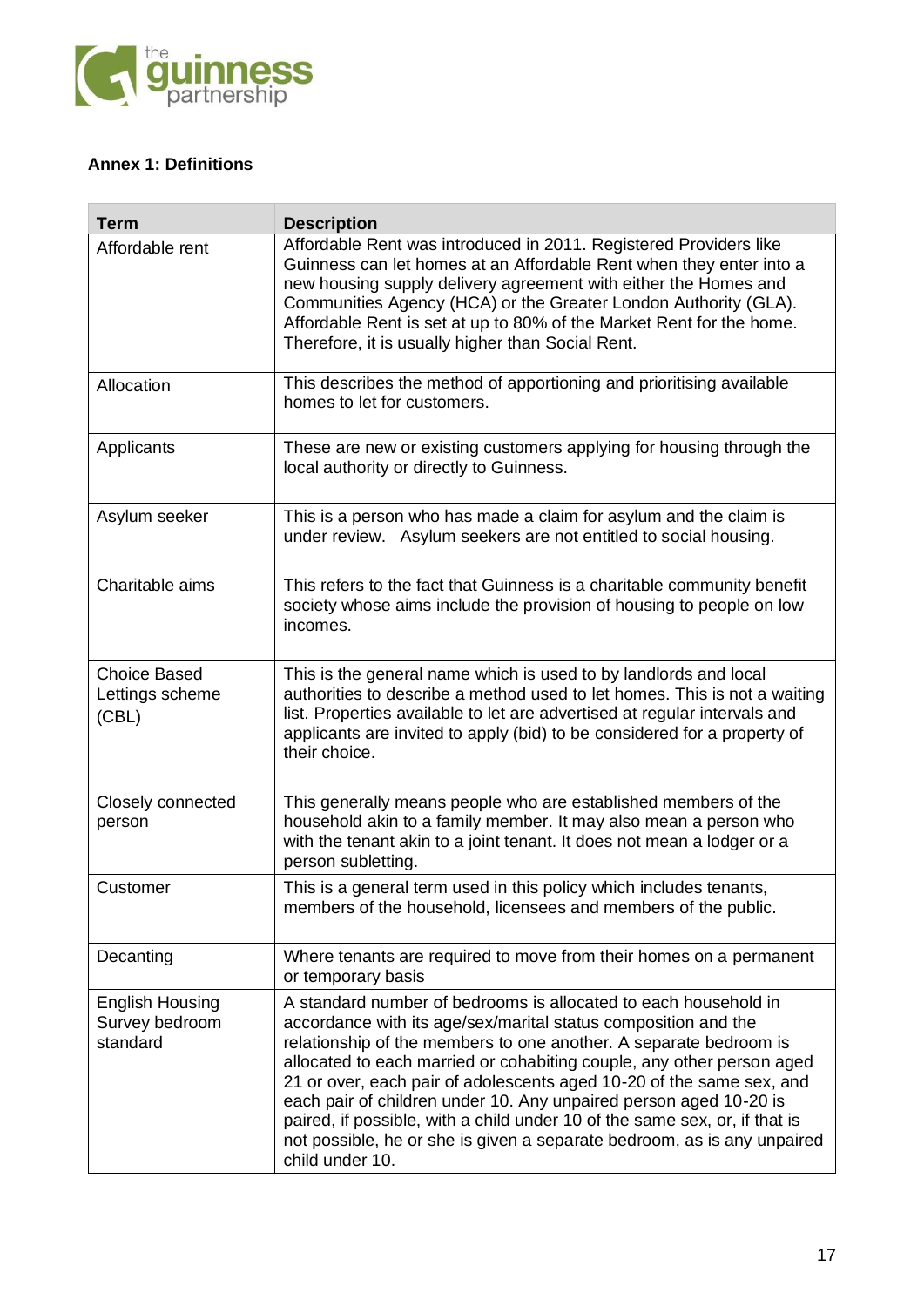**Annex 1: Definitions**

| Term | Description |
|---|---|
| Affordable rent | Affordable Rent was introduced in 2011. Registered Providers like Guinness can let homes at an Affordable Rent when they enter into a new housing supply delivery agreement with either the Homes and Communities Agency (HCA) or the Greater London Authority (GLA). Affordable Rent is set at up to 80% of the Market Rent for the home. Therefore, it is usually higher than Social Rent. |
| Allocation | This describes the method of apportioning and prioritising available homes to let for customers. |
| Applicants | These are new or existing customers applying for housing through the local authority or directly to Guinness. |
| Asylum seeker | This is a person who has made a claim for asylum and the claim is under review. Asylum seekers are not entitled to social housing. |
| Charitable aims | This refers to the fact that Guinness is a charitable community benefit society whose aims include the provision of housing to people on low incomes. |
| Choice Based Lettings scheme (CBL) | This is the general name which is used to by landlords and local authorities to describe a method used to let homes. This is not a waiting list. Properties available to let are advertised at regular intervals and applicants are invited to apply (bid) to be considered for a property of their choice. |
| Closely connected person | This generally means people who are established members of the household akin to a family member. It may also mean a person who with the tenant akin to a joint tenant. It does not mean a lodger or a person subletting. |
| Customer | This is a general term used in this policy which includes tenants, members of the household, licensees and members of the public. |
| Decanting | Where tenants are required to move from their homes on a permanent or temporary basis |
| English Housing Survey bedroom standard | A standard number of bedrooms is allocated to each household in accordance with its age/sex/marital status composition and the relationship of the members to one another. A separate bedroom is allocated to each married or cohabiting couple, any other person aged 21 or over, each pair of adolescents aged 10-20 of the same sex, and each pair of children under 10. Any unpaired person aged 10-20 is paired, if possible, with a child under 10 of the same sex, or, if that is not possible, he or she is given a separate bedroom, as is any unpaired child under 10. |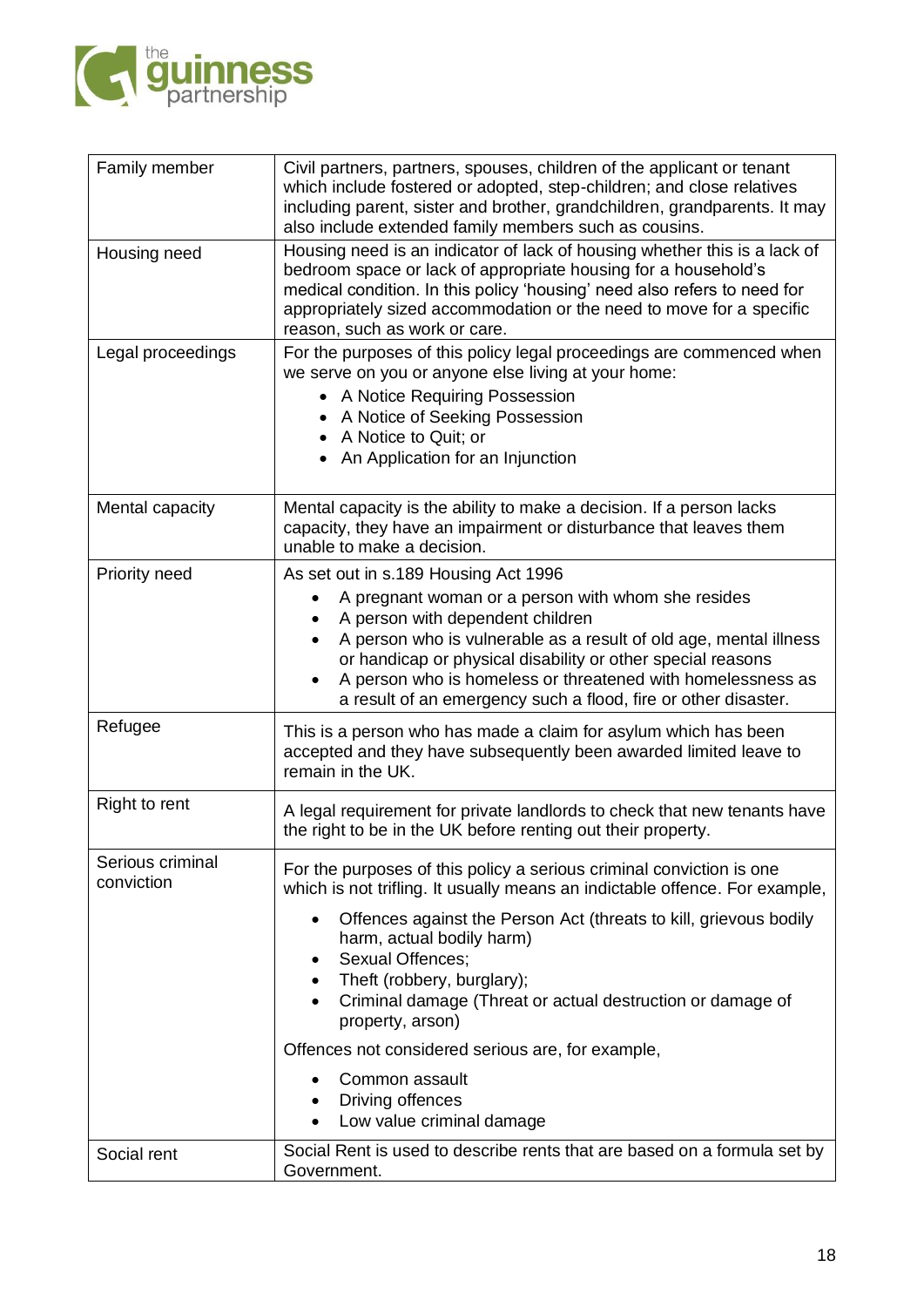| | |
|---|---|
| Family member | Civil partners, partners, spouses, children of the applicant or tenant which include fostered or adopted, step-children; and close relatives including parent, sister and brother, grandchildren, grandparents. It may also include extended family members such as cousins. |
| Housing need | Housing need is an indicator of lack of housing whether this is a lack of bedroom space or lack of appropriate housing for a household's medical condition. In this policy 'housing' need also refers to need for appropriately sized accommodation or the need to move for a specific reason, such as work or care. |
| Legal proceedings | For the purposes of this policy legal proceedings are commenced when we serve on you or anyone else living at your home:<br>• A Notice Requiring Possession<br>• A Notice of Seeking Possession<br>• A Notice to Quit; or<br>• An Application for an Injunction |
| Mental capacity | Mental capacity is the ability to make a decision. If a person lacks capacity, they have an impairment or disturbance that leaves them unable to make a decision. |
| Priority need | As set out in s.189 Housing Act 1996<br>• A pregnant woman or a person with whom she resides<br>• A person with dependent children<br>• A person who is vulnerable as a result of old age, mental illness or handicap or physical disability or other special reasons<br>• A person who is homeless or threatened with homelessness as a result of an emergency such a flood, fire or other disaster. |
| Refugee | This is a person who has made a claim for asylum which has been accepted and they have subsequently been awarded limited leave to remain in the UK. |
| Right to rent | A legal requirement for private landlords to check that new tenants have the right to be in the UK before renting out their property. |
| Serious criminal conviction | For the purposes of this policy a serious criminal conviction is one which is not trifling. It usually means an indictable offence. For example,<br>• Offences against the Person Act (threats to kill, grievous bodily harm, actual bodily harm)<br>• Sexual Offences;<br>• Theft (robbery, burglary);<br>• Criminal damage (Threat or actual destruction or damage of property, arson)<br>Offences not considered serious are, for example,<br>• Common assault<br>• Driving offences<br>• Low value criminal damage |
| Social rent | Social Rent is used to describe rents that are based on a formula set by Government. |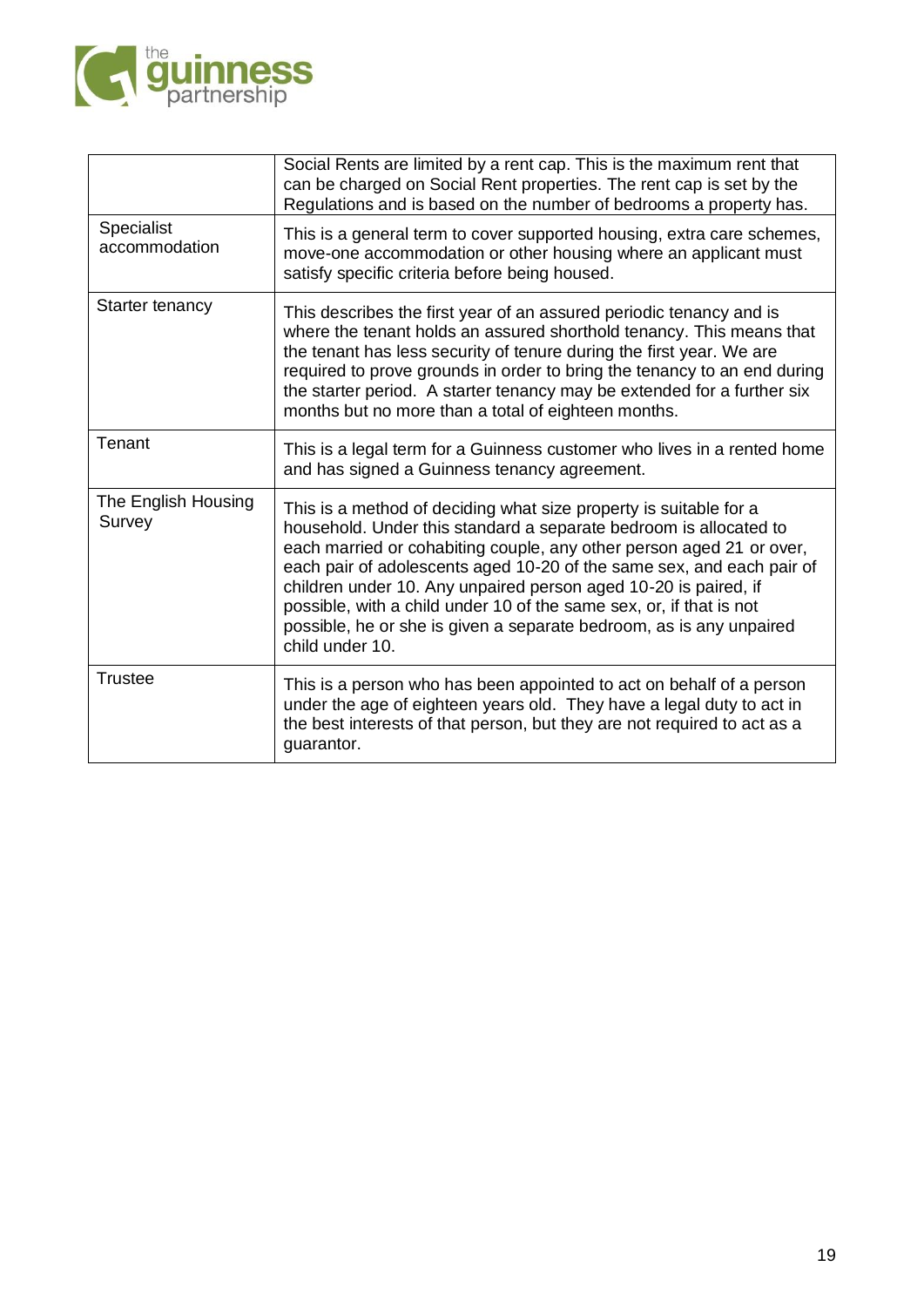| | |
|---|---|
| | Social Rents are limited by a rent cap. This is the maximum rent that can be charged on Social Rent properties. The rent cap is set by the Regulations and is based on the number of bedrooms a property has. |
| Specialist accommodation | This is a general term to cover supported housing, extra care schemes, move-one accommodation or other housing where an applicant must satisfy specific criteria before being housed. |
| Starter tenancy | This describes the first year of an assured periodic tenancy and is where the tenant holds an assured shorthold tenancy. This means that the tenant has less security of tenure during the first year. We are required to prove grounds in order to bring the tenancy to an end during the starter period. A starter tenancy may be extended for a further six months but no more than a total of eighteen months. |
| Tenant | This is a legal term for a Guinness customer who lives in a rented home and has signed a Guinness tenancy agreement. |
| The English Housing Survey | This is a method of deciding what size property is suitable for a household. Under this standard a separate bedroom is allocated to each married or cohabiting couple, any other person aged 21 or over, each pair of adolescents aged 10-20 of the same sex, and each pair of children under 10. Any unpaired person aged 10-20 is paired, if possible, with a child under 10 of the same sex, or, if that is not possible, he or she is given a separate bedroom, as is any unpaired child under 10. |
| Trustee | This is a person who has been appointed to act on behalf of a person under the age of eighteen years old. They have a legal duty to act in the best interests of that person, but they are not required to act as a guarantor. |